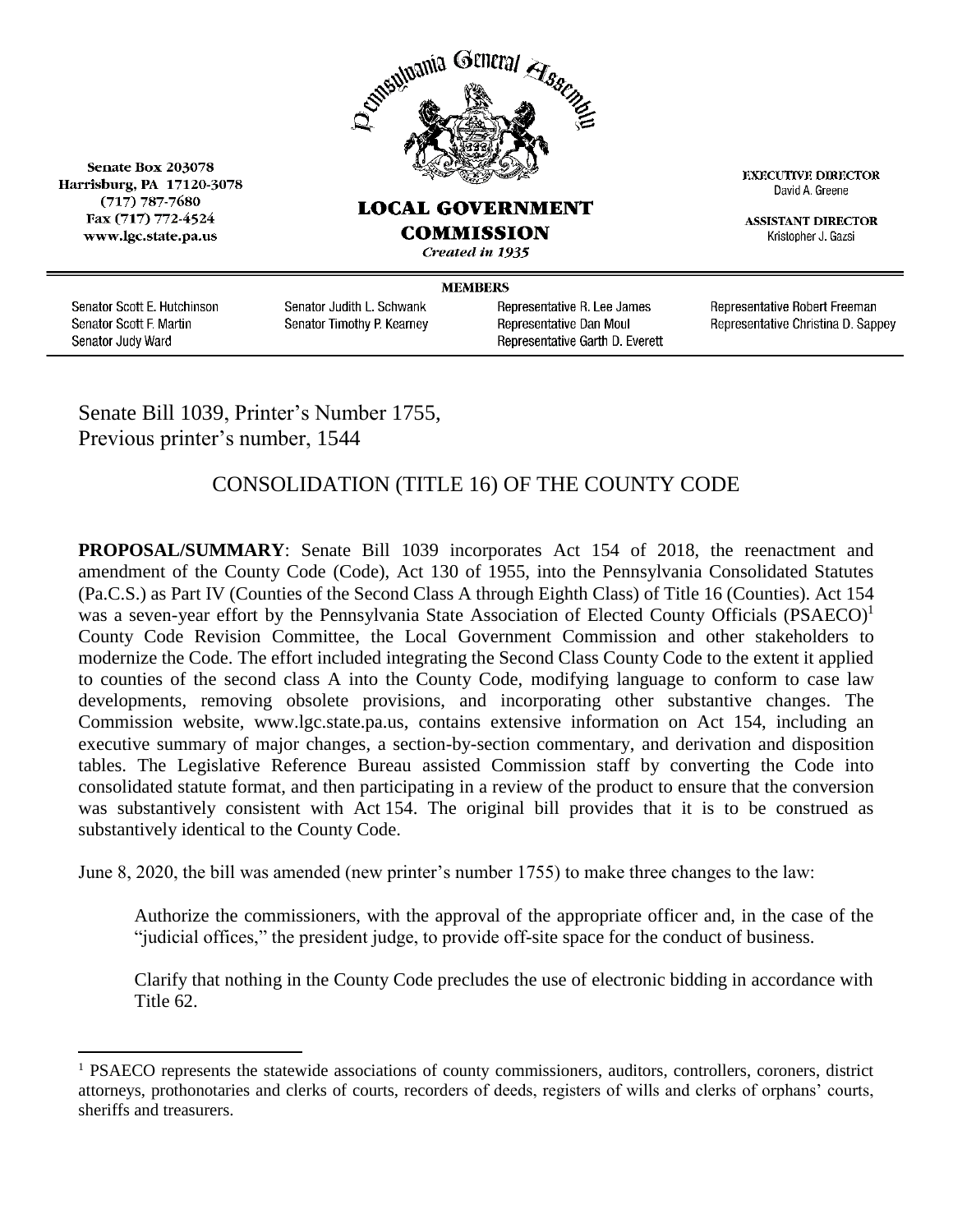Senate Box 203078
Harrisburg, PA 17120-3078
(717) 787-7680
Fax (717) 772-4524
www.lgc.state.pa.us

Pennsylvania General Assembly

**LOCAL GOVERNMENT COMMISSION**
*Created in 1935*

**EXECUTIVE DIRECTOR**
David A. Greene

**ASSISTANT DIRECTOR**
Kristopher J. Gazsi

**MEMBERS**

Senator Scott E. Hutchinson
Senator Scott F. Martin
Senator Judy Ward
Senator Judith L. Schwank
Senator Timothy P. Kearney
Representative R. Lee James
Representative Dan Moul
Representative Garth D. Everett
Representative Robert Freeman
Representative Christina D. Sappey

Senate Bill 1039, Printer's Number 1755,
Previous printer's number, 1544

## CONSOLIDATION (TITLE 16) OF THE COUNTY CODE

**PROPOSAL/SUMMARY**: Senate Bill 1039 incorporates Act 154 of 2018, the reenactment and amendment of the County Code (Code), Act 130 of 1955, into the Pennsylvania Consolidated Statutes (Pa.C.S.) as Part IV (Counties of the Second Class A through Eighth Class) of Title 16 (Counties). Act 154 was a seven-year effort by the Pennsylvania State Association of Elected County Officials (PSAECO)[1] County Code Revision Committee, the Local Government Commission and other stakeholders to modernize the Code. The effort included integrating the Second Class County Code to the extent it applied to counties of the second class A into the County Code, modifying language to conform to case law developments, removing obsolete provisions, and incorporating other substantive changes. The Commission website, www.lgc.state.pa.us, contains extensive information on Act 154, including an executive summary of major changes, a section-by-section commentary, and derivation and disposition tables. The Legislative Reference Bureau assisted Commission staff by converting the Code into consolidated statute format, and then participating in a review of the product to ensure that the conversion was substantively consistent with Act 154. The original bill provides that it is to be construed as substantively identical to the County Code.

June 8, 2020, the bill was amended (new printer's number 1755) to make three changes to the law:

> Authorize the commissioners, with the approval of the appropriate officer and, in the case of the "judicial offices," the president judge, to provide off-site space for the conduct of business.
>
> Clarify that nothing in the County Code precludes the use of electronic bidding in accordance with Title 62.

[1] PSAECO represents the statewide associations of county commissioners, auditors, controllers, coroners, district attorneys, prothonotaries and clerks of courts, recorders of deeds, registers of wills and clerks of orphans' courts, sheriffs and treasurers.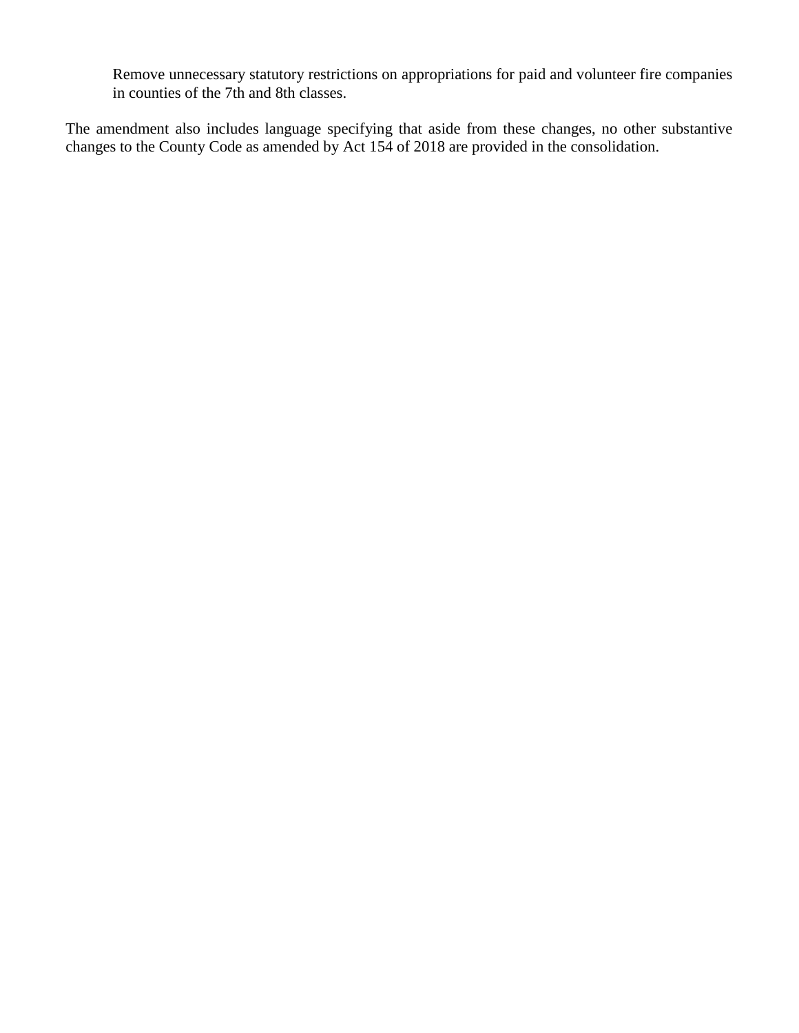Remove unnecessary statutory restrictions on appropriations for paid and volunteer fire companies in counties of the 7th and 8th classes.

The amendment also includes language specifying that aside from these changes, no other substantive changes to the County Code as amended by Act 154 of 2018 are provided in the consolidation.